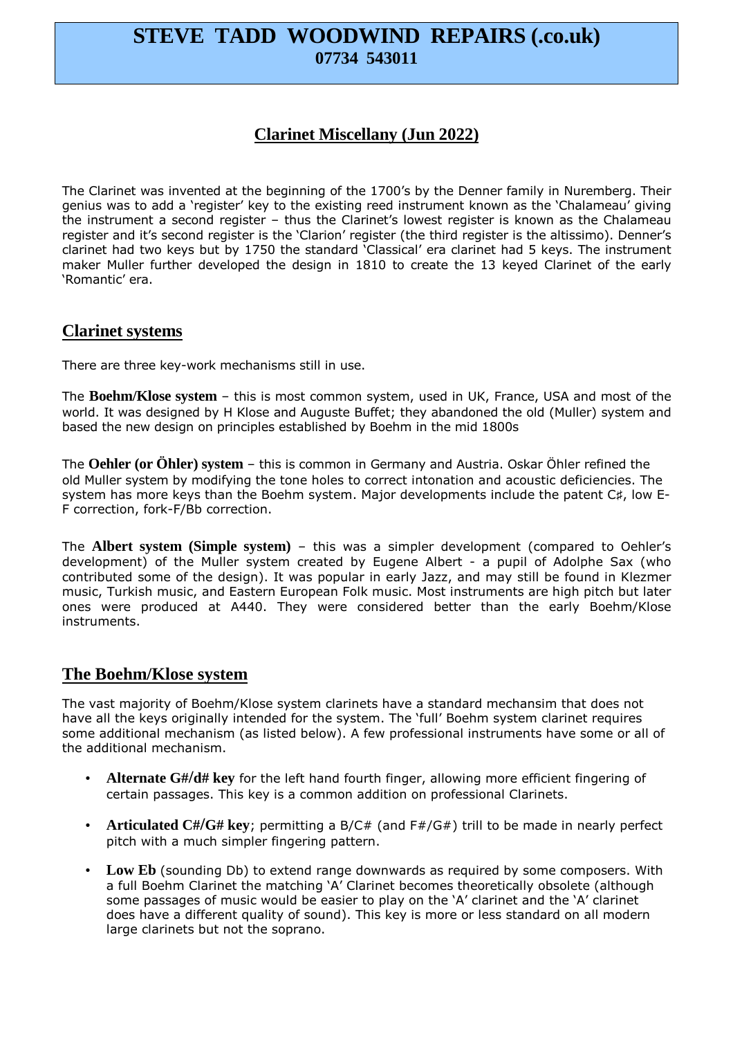# STEVE TADD WOODWIND REPAIRS (.co.uk)
**07734 543011**

## Clarinet Miscellany (Jun 2022)

The Clarinet was invented at the beginning of the 1700's by the Denner family in Nuremberg. Their genius was to add a 'register' key to the existing reed instrument known as the 'Chalameau' giving the instrument a second register – thus the Clarinet's lowest register is known as the Chalameau register and it's second register is the 'Clarion' register (the third register is the altissimo). Denner's clarinet had two keys but by 1750 the standard 'Classical' era clarinet had 5 keys. The instrument maker Muller further developed the design in 1810 to create the 13 keyed Clarinet of the early 'Romantic' era.

## Clarinet systems

There are three key-work mechanisms still in use.

The **Boehm/Klose system** – this is most common system, used in UK, France, USA and most of the world. It was designed by H Klose and Auguste Buffet; they abandoned the old (Muller) system and based the new design on principles established by Boehm in the mid 1800s

The **Oehler (or Öhler) system** – this is common in Germany and Austria. Oskar Öhler refined the old Muller system by modifying the tone holes to correct intonation and acoustic deficiencies. The system has more keys than the Boehm system. Major developments include the patent C♯, low E-F correction, fork-F/Bb correction.

The **Albert system (Simple system)** – this was a simpler development (compared to Oehler's development) of the Muller system created by Eugene Albert - a pupil of Adolphe Sax (who contributed some of the design). It was popular in early Jazz, and may still be found in Klezmer music, Turkish music, and Eastern European Folk music. Most instruments are high pitch but later ones were produced at A440. They were considered better than the early Boehm/Klose instruments.

## The Boehm/Klose system

The vast majority of Boehm/Klose system clarinets have a standard mechansim that does not have all the keys originally intended for the system. The 'full' Boehm system clarinet requires some additional mechanism (as listed below). A few professional instruments have some or all of the additional mechanism.

- **Alternate G#/d# key** for the left hand fourth finger, allowing more efficient fingering of certain passages. This key is a common addition on professional Clarinets.
- **Articulated C#/G# key**; permitting a B/C# (and F#/G#) trill to be made in nearly perfect pitch with a much simpler fingering pattern.
- **Low Eb** (sounding Db) to extend range downwards as required by some composers. With a full Boehm Clarinet the matching 'A' Clarinet becomes theoretically obsolete (although some passages of music would be easier to play on the 'A' clarinet and the 'A' clarinet does have a different quality of sound). This key is more or less standard on all modern large clarinets but not the soprano.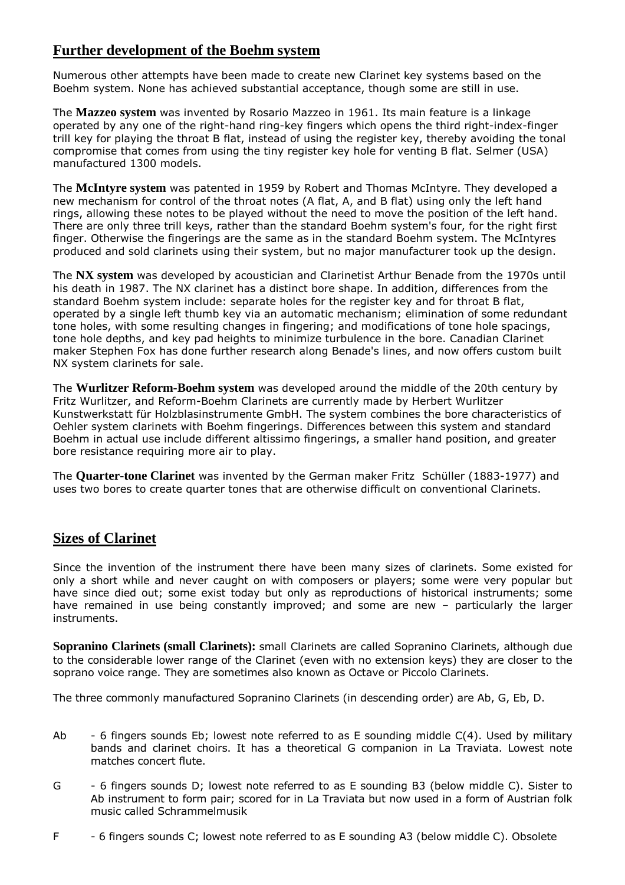## Further development of the Boehm system

Numerous other attempts have been made to create new Clarinet key systems based on the Boehm system. None has achieved substantial acceptance, though some are still in use.

The **Mazzeo system** was invented by Rosario Mazzeo in 1961. Its main feature is a linkage operated by any one of the right-hand ring-key fingers which opens the third right-index-finger trill key for playing the throat B flat, instead of using the register key, thereby avoiding the tonal compromise that comes from using the tiny register key hole for venting B flat. Selmer (USA) manufactured 1300 models.

The **McIntyre system** was patented in 1959 by Robert and Thomas McIntyre. They developed a new mechanism for control of the throat notes (A flat, A, and B flat) using only the left hand rings, allowing these notes to be played without the need to move the position of the left hand. There are only three trill keys, rather than the standard Boehm system's four, for the right first finger. Otherwise the fingerings are the same as in the standard Boehm system. The McIntyres produced and sold clarinets using their system, but no major manufacturer took up the design.

The **NX system** was developed by acoustician and Clarinetist Arthur Benade from the 1970s until his death in 1987. The NX clarinet has a distinct bore shape. In addition, differences from the standard Boehm system include: separate holes for the register key and for throat B flat, operated by a single left thumb key via an automatic mechanism; elimination of some redundant tone holes, with some resulting changes in fingering; and modifications of tone hole spacings, tone hole depths, and key pad heights to minimize turbulence in the bore. Canadian Clarinet maker Stephen Fox has done further research along Benade's lines, and now offers custom built NX system clarinets for sale.

The **Wurlitzer Reform-Boehm system** was developed around the middle of the 20th century by Fritz Wurlitzer, and Reform-Boehm Clarinets are currently made by Herbert Wurlitzer Kunstwerkstatt für Holzblasinstrumente GmbH. The system combines the bore characteristics of Oehler system clarinets with Boehm fingerings. Differences between this system and standard Boehm in actual use include different altissimo fingerings, a smaller hand position, and greater bore resistance requiring more air to play.

The **Quarter-tone Clarinet** was invented by the German maker Fritz Schüller (1883-1977) and uses two bores to create quarter tones that are otherwise difficult on conventional Clarinets.

## Sizes of Clarinet

Since the invention of the instrument there have been many sizes of clarinets. Some existed for only a short while and never caught on with composers or players; some were very popular but have since died out; some exist today but only as reproductions of historical instruments; some have remained in use being constantly improved; and some are new – particularly the larger instruments.

**Sopranino Clarinets (small Clarinets):** small Clarinets are called Sopranino Clarinets, although due to the considerable lower range of the Clarinet (even with no extension keys) they are closer to the soprano voice range. They are sometimes also known as Octave or Piccolo Clarinets.

The three commonly manufactured Sopranino Clarinets (in descending order) are Ab, G, Eb, D.

- Ab - 6 fingers sounds Eb; lowest note referred to as E sounding middle C(4). Used by military bands and clarinet choirs. It has a theoretical G companion in La Traviata. Lowest note matches concert flute.
- G - 6 fingers sounds D; lowest note referred to as E sounding B3 (below middle C). Sister to Ab instrument to form pair; scored for in La Traviata but now used in a form of Austrian folk music called Schrammelmusik
- F - 6 fingers sounds C; lowest note referred to as E sounding A3 (below middle C). Obsolete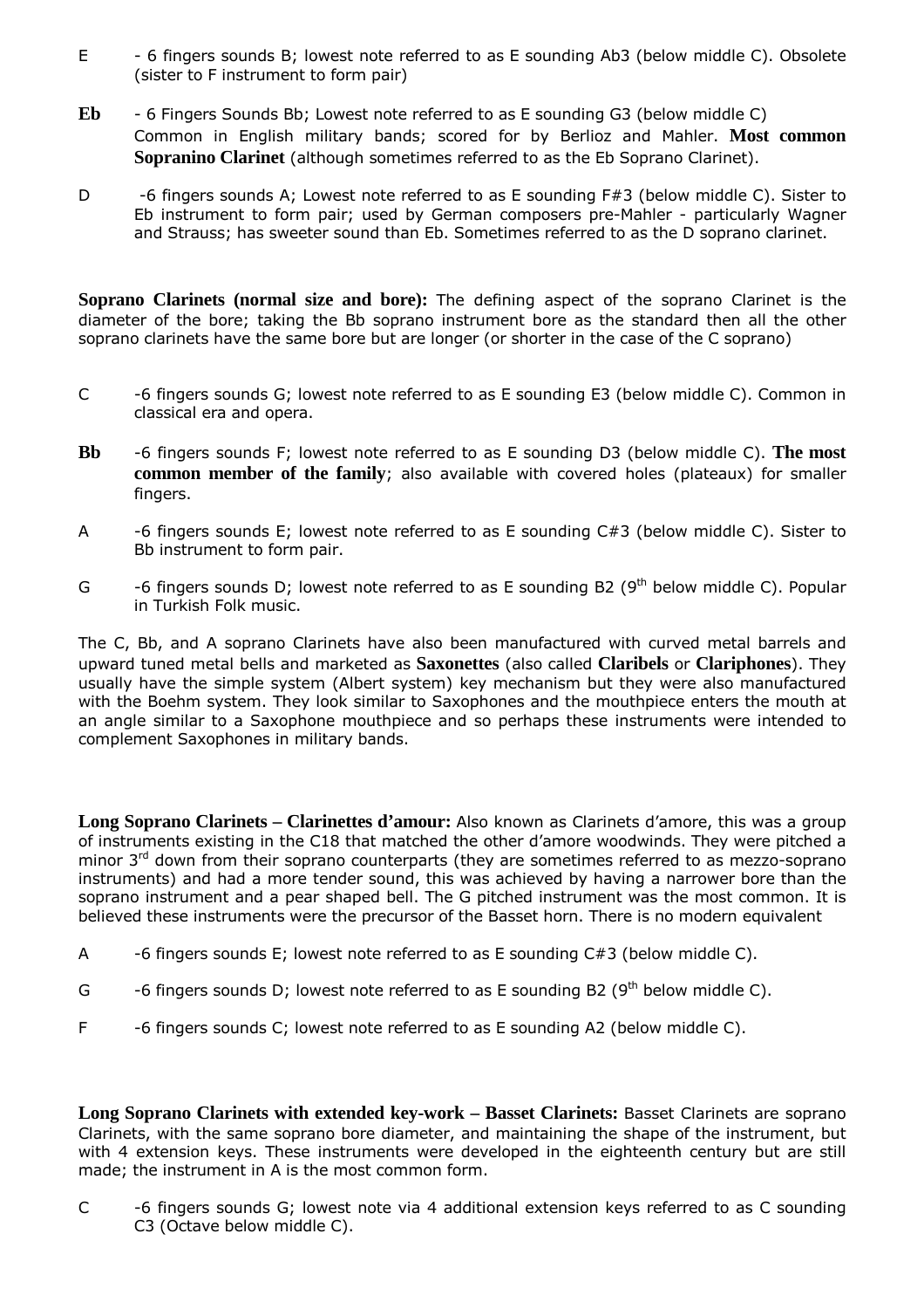E - 6 fingers sounds B; lowest note referred to as E sounding Ab3 (below middle C). Obsolete (sister to F instrument to form pair)

**Eb** - 6 Fingers Sounds Bb; Lowest note referred to as E sounding G3 (below middle C) Common in English military bands; scored for by Berlioz and Mahler. **Most common Sopranino Clarinet** (although sometimes referred to as the Eb Soprano Clarinet).

D -6 fingers sounds A; Lowest note referred to as E sounding F#3 (below middle C). Sister to Eb instrument to form pair; used by German composers pre-Mahler - particularly Wagner and Strauss; has sweeter sound than Eb. Sometimes referred to as the D soprano clarinet.

**Soprano Clarinets (normal size and bore):** The defining aspect of the soprano Clarinet is the diameter of the bore; taking the Bb soprano instrument bore as the standard then all the other soprano clarinets have the same bore but are longer (or shorter in the case of the C soprano)

C -6 fingers sounds G; lowest note referred to as E sounding E3 (below middle C). Common in classical era and opera.

**Bb** -6 fingers sounds F; lowest note referred to as E sounding D3 (below middle C). **The most common member of the family**; also available with covered holes (plateaux) for smaller fingers.

A -6 fingers sounds E; lowest note referred to as E sounding C#3 (below middle C). Sister to Bb instrument to form pair.

G -6 fingers sounds D; lowest note referred to as E sounding B2 (9th below middle C). Popular in Turkish Folk music.

The C, Bb, and A soprano Clarinets have also been manufactured with curved metal barrels and upward tuned metal bells and marketed as **Saxonettes** (also called **Claribels** or **Clariphones**). They usually have the simple system (Albert system) key mechanism but they were also manufactured with the Boehm system. They look similar to Saxophones and the mouthpiece enters the mouth at an angle similar to a Saxophone mouthpiece and so perhaps these instruments were intended to complement Saxophones in military bands.

**Long Soprano Clarinets – Clarinettes d'amour:** Also known as Clarinets d'amore, this was a group of instruments existing in the C18 that matched the other d'amore woodwinds. They were pitched a minor 3rd down from their soprano counterparts (they are sometimes referred to as mezzo-soprano instruments) and had a more tender sound, this was achieved by having a narrower bore than the soprano instrument and a pear shaped bell. The G pitched instrument was the most common. It is believed these instruments were the precursor of the Basset horn. There is no modern equivalent

A -6 fingers sounds E; lowest note referred to as E sounding C#3 (below middle C).

G -6 fingers sounds D; lowest note referred to as E sounding B2 (9th below middle C).

F -6 fingers sounds C; lowest note referred to as E sounding A2 (below middle C).

**Long Soprano Clarinets with extended key-work – Basset Clarinets:** Basset Clarinets are soprano Clarinets, with the same soprano bore diameter, and maintaining the shape of the instrument, but with 4 extension keys. These instruments were developed in the eighteenth century but are still made; the instrument in A is the most common form.

C -6 fingers sounds G; lowest note via 4 additional extension keys referred to as C sounding C3 (Octave below middle C).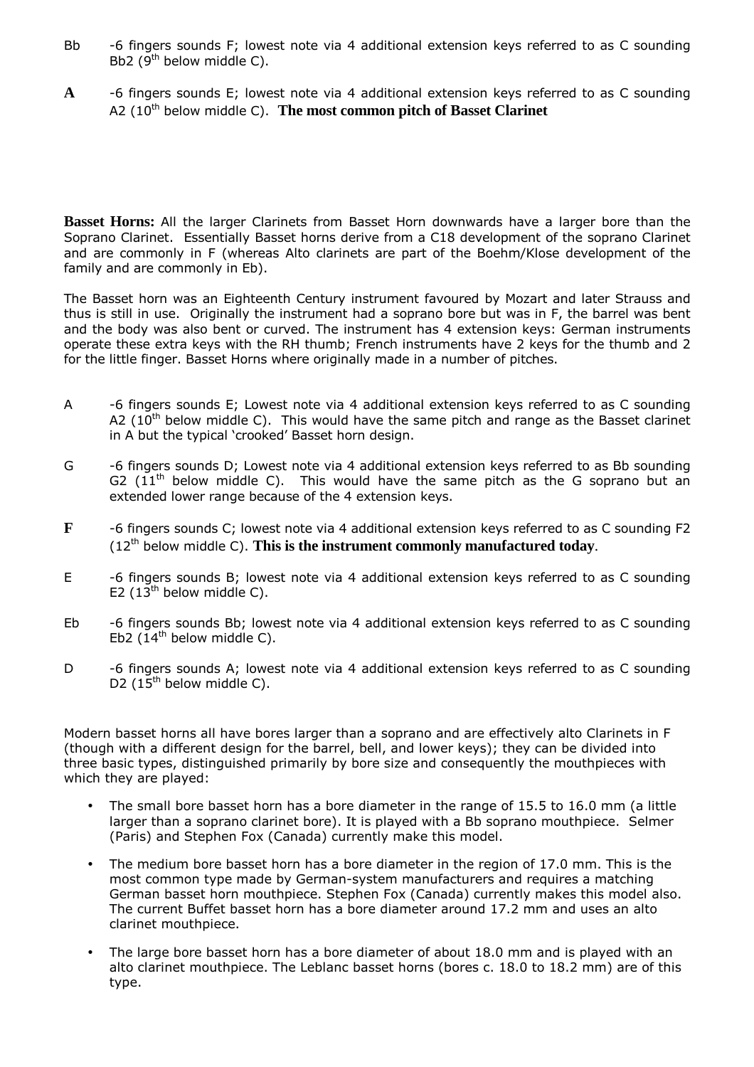Bb -6 fingers sounds F; lowest note via 4 additional extension keys referred to as C sounding Bb2 (9th below middle C).

**A** -6 fingers sounds E; lowest note via 4 additional extension keys referred to as C sounding A2 (10th below middle C). **The most common pitch of Basset Clarinet**

**Basset Horns:** All the larger Clarinets from Basset Horn downwards have a larger bore than the Soprano Clarinet. Essentially Basset horns derive from a C18 development of the soprano Clarinet and are commonly in F (whereas Alto clarinets are part of the Boehm/Klose development of the family and are commonly in Eb).

The Basset horn was an Eighteenth Century instrument favoured by Mozart and later Strauss and thus is still in use. Originally the instrument had a soprano bore but was in F, the barrel was bent and the body was also bent or curved. The instrument has 4 extension keys: German instruments operate these extra keys with the RH thumb; French instruments have 2 keys for the thumb and 2 for the little finger. Basset Horns where originally made in a number of pitches.

A -6 fingers sounds E; Lowest note via 4 additional extension keys referred to as C sounding A2 (10th below middle C). This would have the same pitch and range as the Basset clarinet in A but the typical 'crooked' Basset horn design.

G -6 fingers sounds D; Lowest note via 4 additional extension keys referred to as Bb sounding G2 (11th below middle C). This would have the same pitch as the G soprano but an extended lower range because of the 4 extension keys.

**F** -6 fingers sounds C; lowest note via 4 additional extension keys referred to as C sounding F2 (12th below middle C). **This is the instrument commonly manufactured today**.

E -6 fingers sounds B; lowest note via 4 additional extension keys referred to as C sounding E2 (13th below middle C).

Eb -6 fingers sounds Bb; lowest note via 4 additional extension keys referred to as C sounding Eb2 (14th below middle C).

D -6 fingers sounds A; lowest note via 4 additional extension keys referred to as C sounding D2 (15th below middle C).

Modern basset horns all have bores larger than a soprano and are effectively alto Clarinets in F (though with a different design for the barrel, bell, and lower keys); they can be divided into three basic types, distinguished primarily by bore size and consequently the mouthpieces with which they are played:

- The small bore basset horn has a bore diameter in the range of 15.5 to 16.0 mm (a little larger than a soprano clarinet bore). It is played with a Bb soprano mouthpiece. Selmer (Paris) and Stephen Fox (Canada) currently make this model.
- The medium bore basset horn has a bore diameter in the region of 17.0 mm. This is the most common type made by German-system manufacturers and requires a matching German basset horn mouthpiece. Stephen Fox (Canada) currently makes this model also. The current Buffet basset horn has a bore diameter around 17.2 mm and uses an alto clarinet mouthpiece.
- The large bore basset horn has a bore diameter of about 18.0 mm and is played with an alto clarinet mouthpiece. The Leblanc basset horns (bores c. 18.0 to 18.2 mm) are of this type.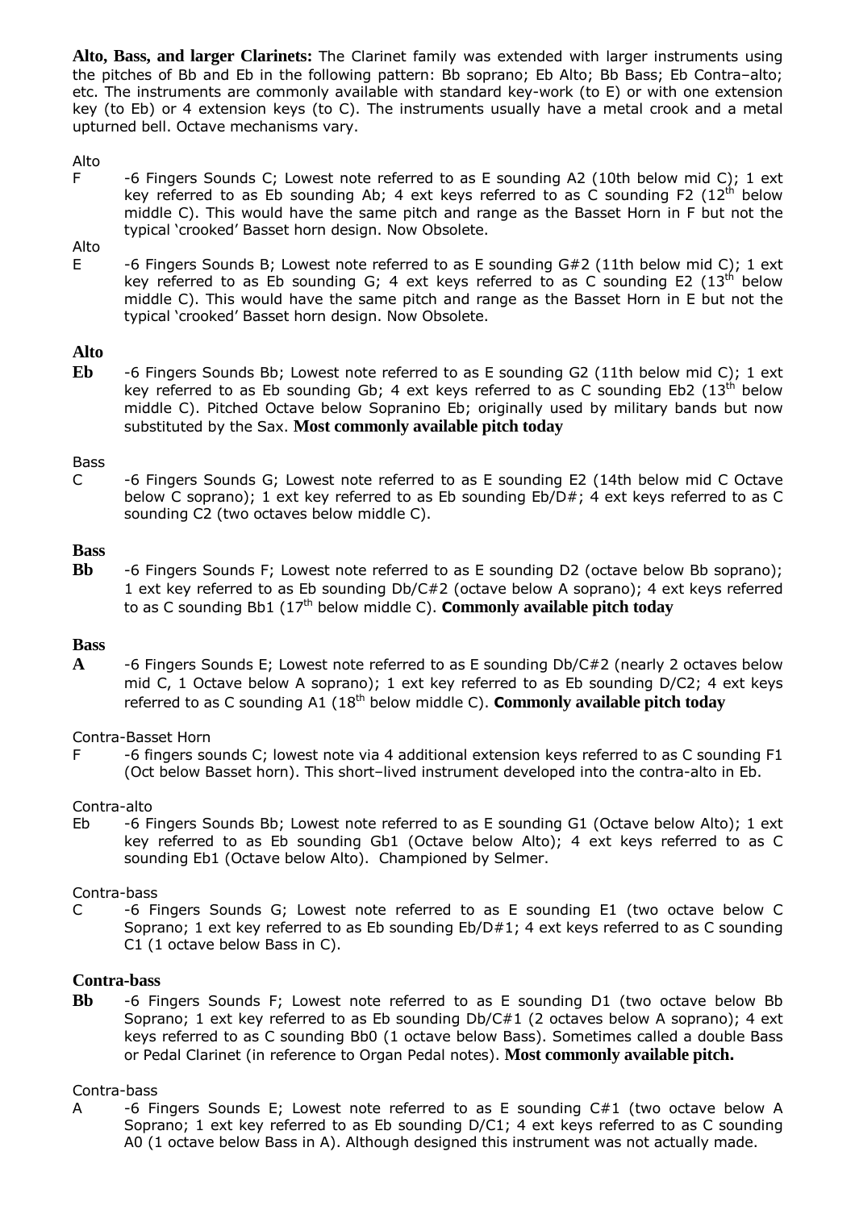**Alto, Bass, and larger Clarinets:** The Clarinet family was extended with larger instruments using the pitches of Bb and Eb in the following pattern: Bb soprano; Eb Alto; Bb Bass; Eb Contra–alto; etc. The instruments are commonly available with standard key-work (to E) or with one extension key (to Eb) or 4 extension keys (to C). The instruments usually have a metal crook and a metal upturned bell. Octave mechanisms vary.

Alto

F -6 Fingers Sounds C; Lowest note referred to as E sounding A2 (10th below mid C); 1 ext key referred to as Eb sounding Ab; 4 ext keys referred to as C sounding F2 (12th below middle C). This would have the same pitch and range as the Basset Horn in F but not the typical 'crooked' Basset horn design. Now Obsolete.

Alto

E -6 Fingers Sounds B; Lowest note referred to as E sounding G#2 (11th below mid C); 1 ext key referred to as Eb sounding G; 4 ext keys referred to as C sounding E2 (13th below middle C). This would have the same pitch and range as the Basset Horn in E but not the typical 'crooked' Basset horn design. Now Obsolete.

**Alto**

**Eb** -6 Fingers Sounds Bb; Lowest note referred to as E sounding G2 (11th below mid C); 1 ext key referred to as Eb sounding Gb; 4 ext keys referred to as C sounding Eb2 (13th below middle C). Pitched Octave below Sopranino Eb; originally used by military bands but now substituted by the Sax. **Most commonly available pitch today**

Bass

C -6 Fingers Sounds G; Lowest note referred to as E sounding E2 (14th below mid C Octave below C soprano); 1 ext key referred to as Eb sounding Eb/D#; 4 ext keys referred to as C sounding C2 (two octaves below middle C).

**Bass**

**Bb** -6 Fingers Sounds F; Lowest note referred to as E sounding D2 (octave below Bb soprano); 1 ext key referred to as Eb sounding Db/C#2 (octave below A soprano); 4 ext keys referred to as C sounding Bb1 (17th below middle C). **Commonly available pitch today**

**Bass**

**A** -6 Fingers Sounds E; Lowest note referred to as E sounding Db/C#2 (nearly 2 octaves below mid C, 1 Octave below A soprano); 1 ext key referred to as Eb sounding D/C2; 4 ext keys referred to as C sounding A1 (18th below middle C). **Commonly available pitch today**

Contra-Basset Horn

F -6 fingers sounds C; lowest note via 4 additional extension keys referred to as C sounding F1 (Oct below Basset horn). This short–lived instrument developed into the contra-alto in Eb.

Contra-alto

Eb -6 Fingers Sounds Bb; Lowest note referred to as E sounding G1 (Octave below Alto); 1 ext key referred to as Eb sounding Gb1 (Octave below Alto); 4 ext keys referred to as C sounding Eb1 (Octave below Alto). Championed by Selmer.

Contra-bass

C -6 Fingers Sounds G; Lowest note referred to as E sounding E1 (two octave below C Soprano; 1 ext key referred to as Eb sounding Eb/D#1; 4 ext keys referred to as C sounding C1 (1 octave below Bass in C).

**Contra-bass**

**Bb** -6 Fingers Sounds F; Lowest note referred to as E sounding D1 (two octave below Bb Soprano; 1 ext key referred to as Eb sounding Db/C#1 (2 octaves below A soprano); 4 ext keys referred to as C sounding Bb0 (1 octave below Bass). Sometimes called a double Bass or Pedal Clarinet (in reference to Organ Pedal notes). **Most commonly available pitch.**

Contra-bass

A -6 Fingers Sounds E; Lowest note referred to as E sounding C#1 (two octave below A Soprano; 1 ext key referred to as Eb sounding D/C1; 4 ext keys referred to as C sounding A0 (1 octave below Bass in A). Although designed this instrument was not actually made.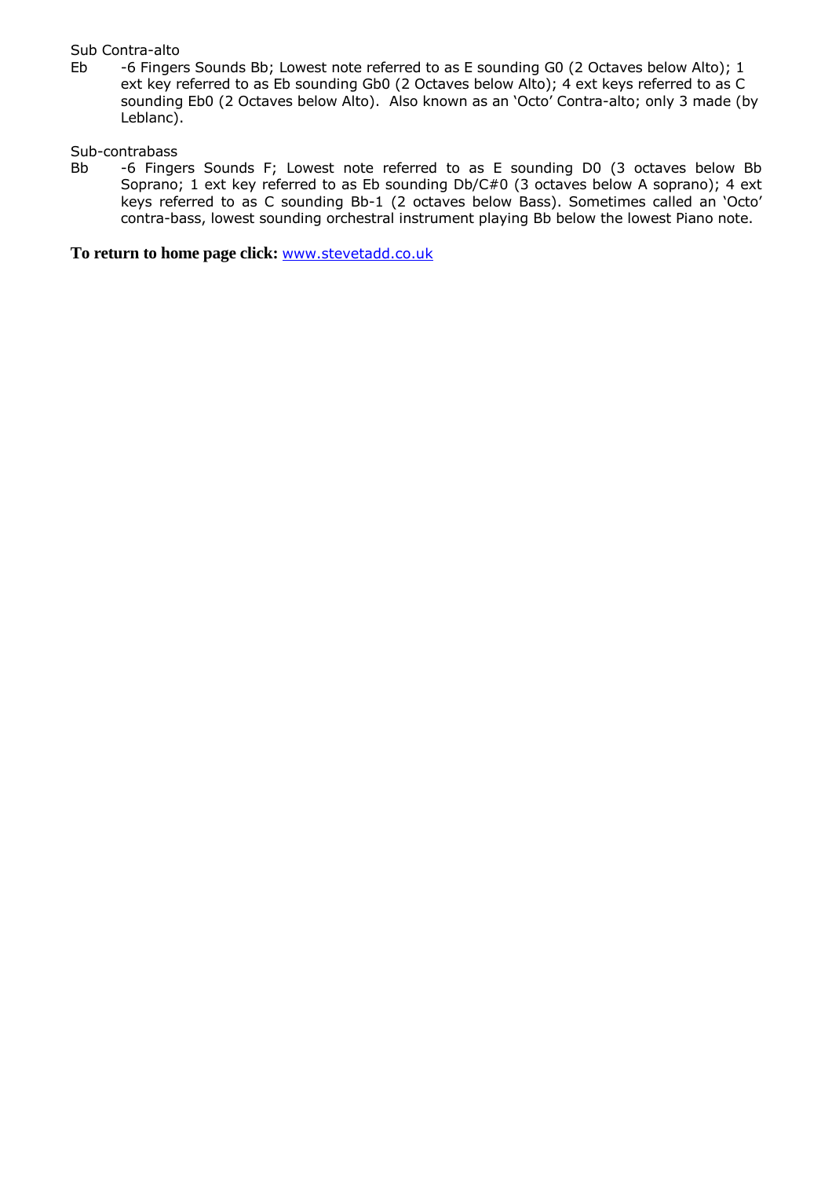Sub Contra-alto

Eb -6 Fingers Sounds Bb; Lowest note referred to as E sounding G0 (2 Octaves below Alto); 1 ext key referred to as Eb sounding Gb0 (2 Octaves below Alto); 4 ext keys referred to as C sounding Eb0 (2 Octaves below Alto). Also known as an 'Octo' Contra-alto; only 3 made (by Leblanc).

Sub-contrabass

Bb -6 Fingers Sounds F; Lowest note referred to as E sounding D0 (3 octaves below Bb Soprano; 1 ext key referred to as Eb sounding Db/C#0 (3 octaves below A soprano); 4 ext keys referred to as C sounding Bb-1 (2 octaves below Bass). Sometimes called an 'Octo' contra-bass, lowest sounding orchestral instrument playing Bb below the lowest Piano note.

**To return to home page click:** [www.stevetadd.co.uk](http://www.stevetadd.co.uk)